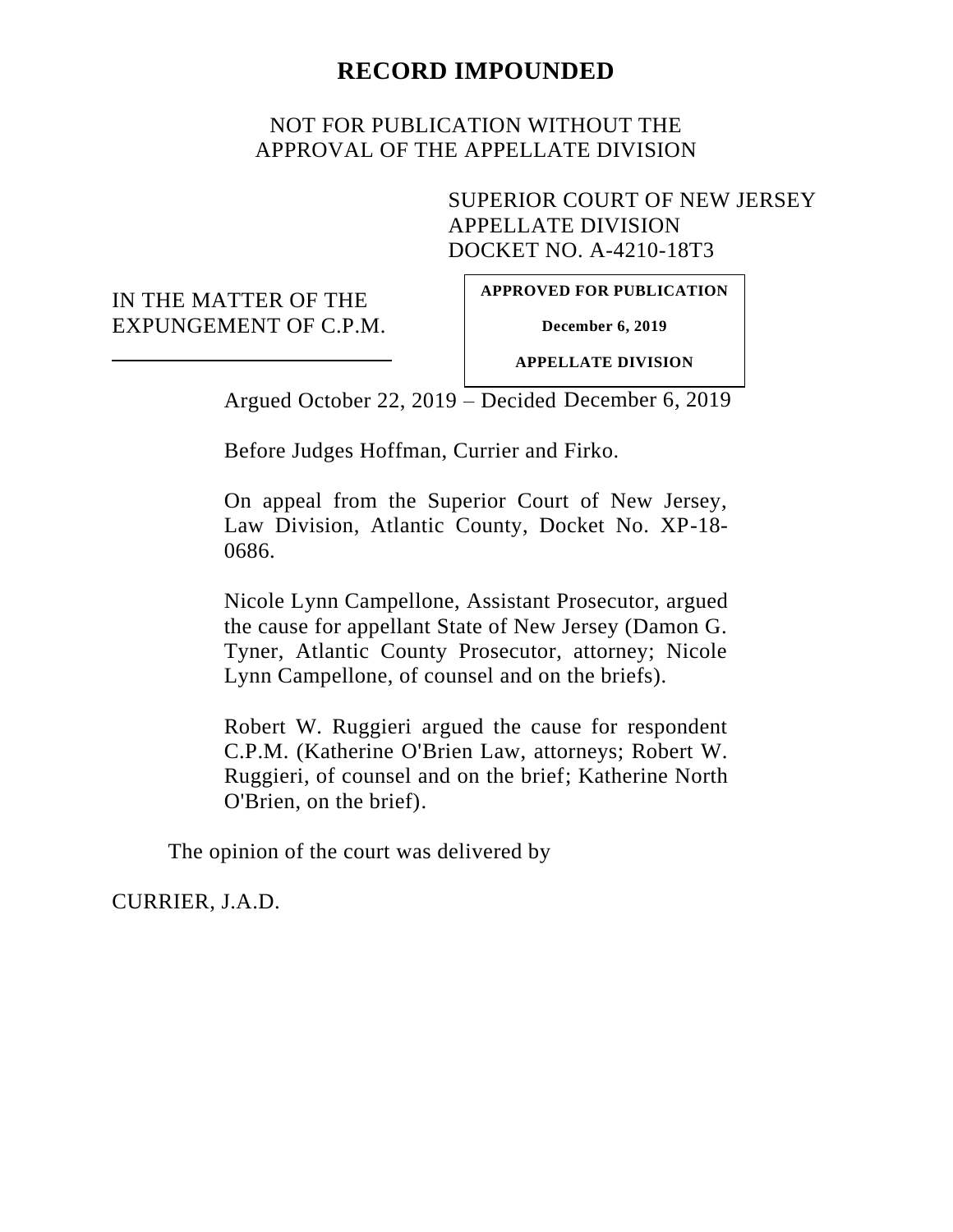**RECORD IMPOUNDED**

NOT FOR PUBLICATION WITHOUT THE APPROVAL OF THE APPELLATE DIVISION

SUPERIOR COURT OF NEW JERSEY
APPELLATE DIVISION
DOCKET NO. A-4210-18T3

IN THE MATTER OF THE EXPUNGEMENT OF C.P.M.

**APPROVED FOR PUBLICATION**

**December 6, 2019**

**APPELLATE DIVISION**

Argued October 22, 2019 – Decided December 6, 2019

Before Judges Hoffman, Currier and Firko.

On appeal from the Superior Court of New Jersey, Law Division, Atlantic County, Docket No. XP-18-0686.

Nicole Lynn Campellone, Assistant Prosecutor, argued the cause for appellant State of New Jersey (Damon G. Tyner, Atlantic County Prosecutor, attorney; Nicole Lynn Campellone, of counsel and on the briefs).

Robert W. Ruggieri argued the cause for respondent C.P.M. (Katherine O'Brien Law, attorneys; Robert W. Ruggieri, of counsel and on the brief; Katherine North O'Brien, on the brief).

The opinion of the court was delivered by

CURRIER, J.A.D.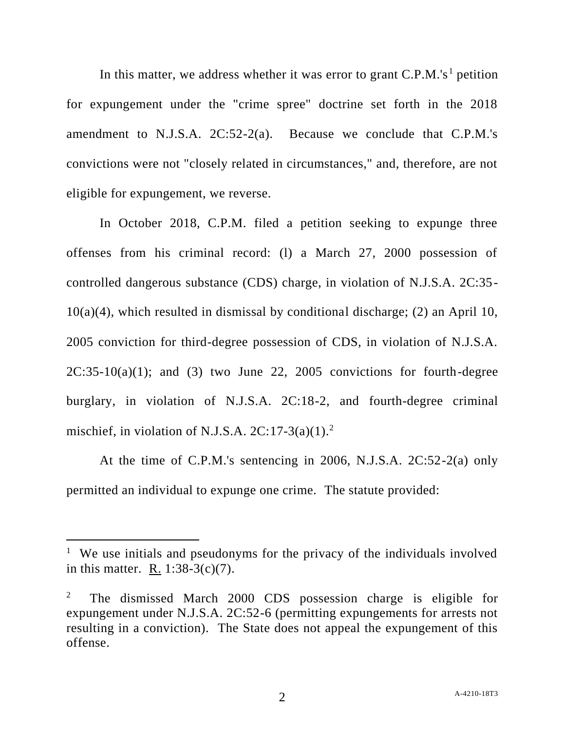In this matter, we address whether it was error to grant C.P.M.'s[1] petition for expungement under the "crime spree" doctrine set forth in the 2018 amendment to N.J.S.A. 2C:52-2(a). Because we conclude that C.P.M.'s convictions were not "closely related in circumstances," and, therefore, are not eligible for expungement, we reverse.

In October 2018, C.P.M. filed a petition seeking to expunge three offenses from his criminal record: (l) a March 27, 2000 possession of controlled dangerous substance (CDS) charge, in violation of N.J.S.A. 2C:35-10(a)(4), which resulted in dismissal by conditional discharge; (2) an April 10, 2005 conviction for third-degree possession of CDS, in violation of N.J.S.A. 2C:35-10(a)(1); and (3) two June 22, 2005 convictions for fourth-degree burglary, in violation of N.J.S.A. 2C:18-2, and fourth-degree criminal mischief, in violation of N.J.S.A. 2C:17-3(a)(1).[2]

At the time of C.P.M.'s sentencing in 2006, N.J.S.A. 2C:52-2(a) only permitted an individual to expunge one crime. The statute provided:

---

[1] We use initials and pseudonyms for the privacy of the individuals involved in this matter. R. 1:38-3(c)(7).

[2] The dismissed March 2000 CDS possession charge is eligible for expungement under N.J.S.A. 2C:52-6 (permitting expungements for arrests not resulting in a conviction). The State does not appeal the expungement of this offense.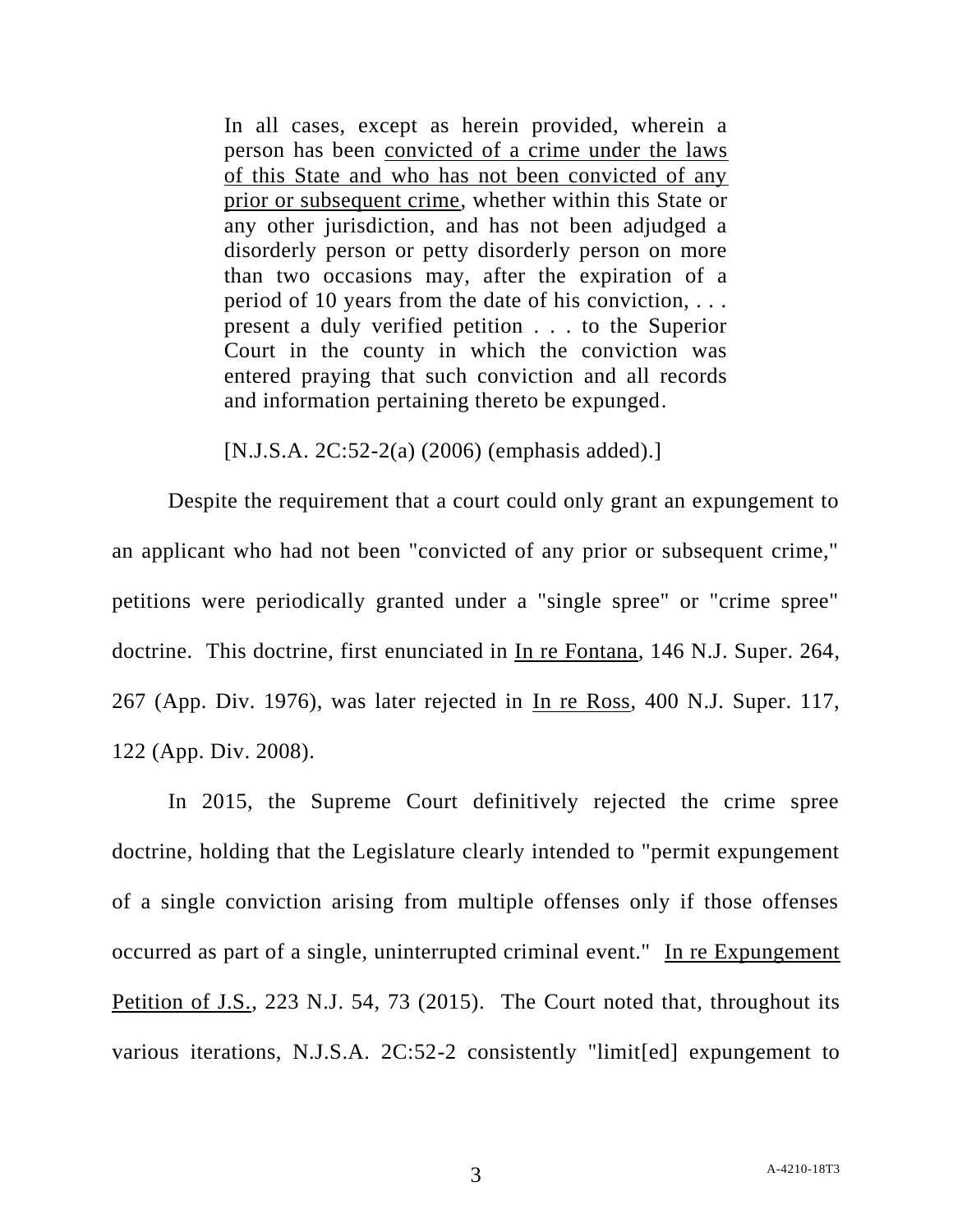> In all cases, except as herein provided, wherein a person has been <u>convicted of a crime under the laws of this State and who has not been convicted of any prior or subsequent crime</u>, whether within this State or any other jurisdiction, and has not been adjudged a disorderly person or petty disorderly person on more than two occasions may, after the expiration of a period of 10 years from the date of his conviction, . . . present a duly verified petition . . . to the Superior Court in the county in which the conviction was entered praying that such conviction and all records and information pertaining thereto be expunged.
>
> [N.J.S.A. 2C:52-2(a) (2006) (emphasis added).]

Despite the requirement that a court could only grant an expungement to an applicant who had not been "convicted of any prior or subsequent crime," petitions were periodically granted under a "single spree" or "crime spree" doctrine. This doctrine, first enunciated in <u>In re Fontana</u>, 146 N.J. Super. 264, 267 (App. Div. 1976), was later rejected in <u>In re Ross</u>, 400 N.J. Super. 117, 122 (App. Div. 2008).

In 2015, the Supreme Court definitively rejected the crime spree doctrine, holding that the Legislature clearly intended to "permit expungement of a single conviction arising from multiple offenses only if those offenses occurred as part of a single, uninterrupted criminal event." <u>In re Expungement Petition of J.S.</u>, 223 N.J. 54, 73 (2015). The Court noted that, throughout its various iterations, N.J.S.A. 2C:52-2 consistently "limit[ed] expungement to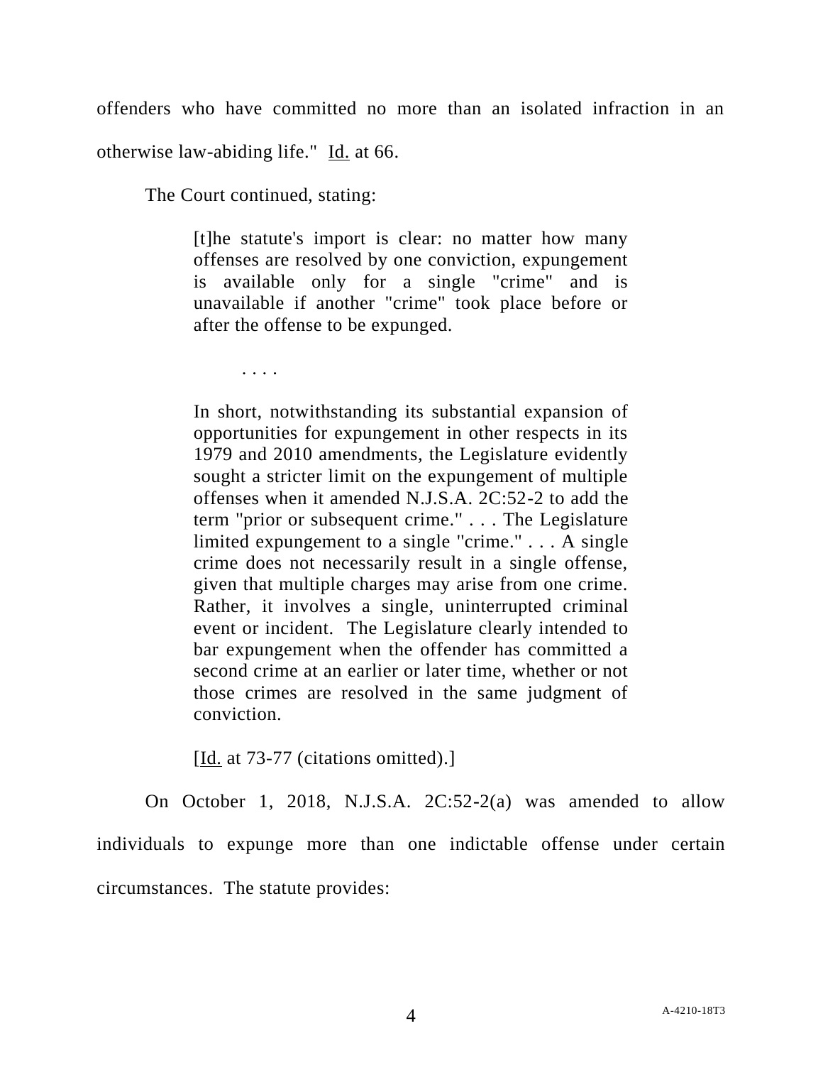offenders who have committed no more than an isolated infraction in an otherwise law-abiding life." Id. at 66.

The Court continued, stating:

> [t]he statute's import is clear: no matter how many offenses are resolved by one conviction, expungement is available only for a single "crime" and is unavailable if another "crime" took place before or after the offense to be expunged.
>
> . . . .
>
> In short, notwithstanding its substantial expansion of opportunities for expungement in other respects in its 1979 and 2010 amendments, the Legislature evidently sought a stricter limit on the expungement of multiple offenses when it amended N.J.S.A. 2C:52-2 to add the term "prior or subsequent crime." . . . The Legislature limited expungement to a single "crime." . . . A single crime does not necessarily result in a single offense, given that multiple charges may arise from one crime. Rather, it involves a single, uninterrupted criminal event or incident. The Legislature clearly intended to bar expungement when the offender has committed a second crime at an earlier or later time, whether or not those crimes are resolved in the same judgment of conviction.
>
> [Id. at 73-77 (citations omitted).]

On October 1, 2018, N.J.S.A. 2C:52-2(a) was amended to allow individuals to expunge more than one indictable offense under certain circumstances. The statute provides: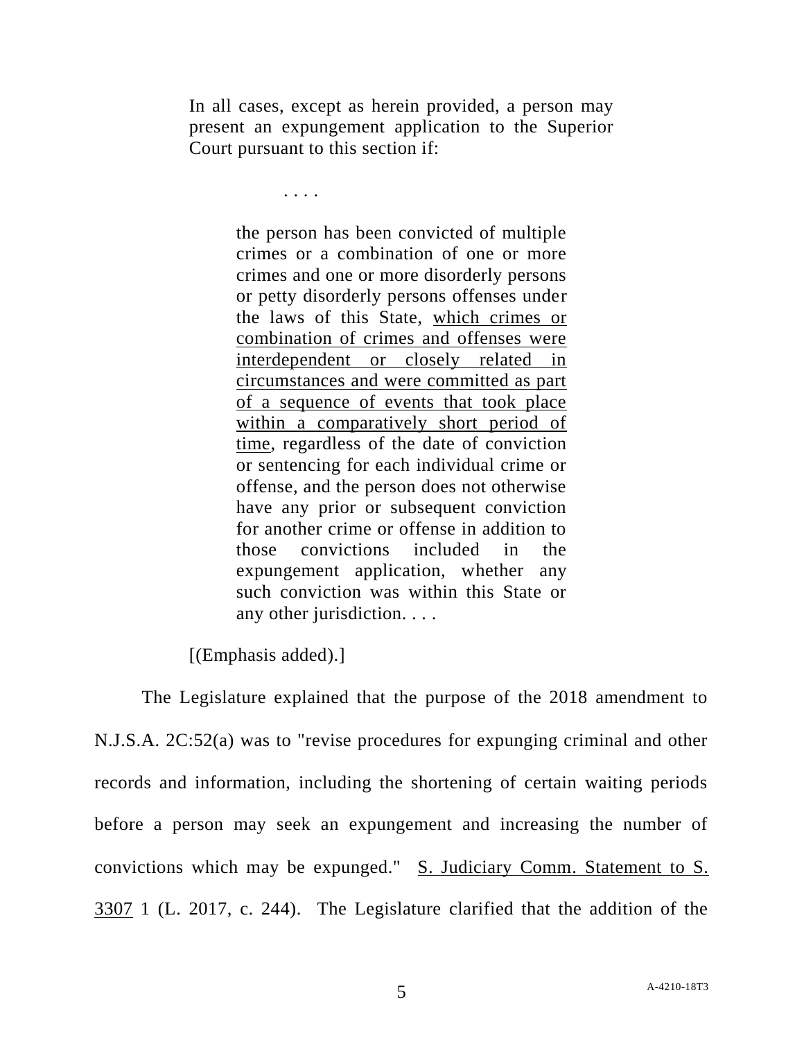> In all cases, except as herein provided, a person may present an expungement application to the Superior Court pursuant to this section if:
>
> . . . .
>
> > the person has been convicted of multiple crimes or a combination of one or more crimes and one or more disorderly persons or petty disorderly persons offenses under the laws of this State, <u>which crimes or combination of crimes and offenses were interdependent or closely related in circumstances and were committed as part of a sequence of events that took place within a comparatively short period of time</u>, regardless of the date of conviction or sentencing for each individual crime or offense, and the person does not otherwise have any prior or subsequent conviction for another crime or offense in addition to those convictions included in the expungement application, whether any such conviction was within this State or any other jurisdiction. . . .
>
> [(Emphasis added).]

The Legislature explained that the purpose of the 2018 amendment to N.J.S.A. 2C:52(a) was to "revise procedures for expunging criminal and other records and information, including the shortening of certain waiting periods before a person may seek an expungement and increasing the number of convictions which may be expunged." <u>S. Judiciary Comm. Statement to S. 3307</u> 1 (L. 2017, c. 244). The Legislature clarified that the addition of the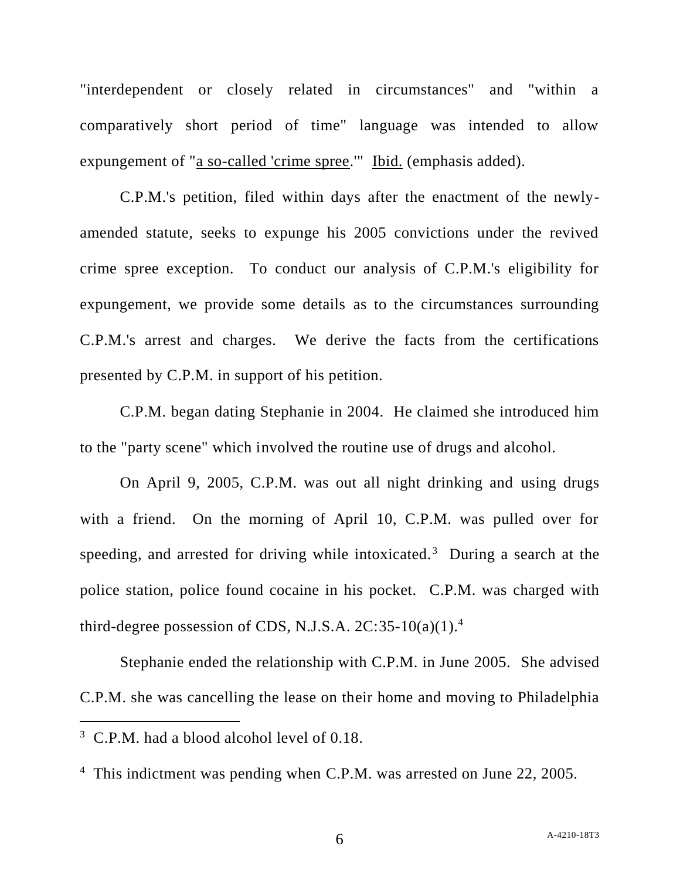"interdependent or closely related in circumstances" and "within a comparatively short period of time" language was intended to allow expungement of "<u>a so-called 'crime spree</u>.'" <u>Ibid.</u> (emphasis added).

C.P.M.'s petition, filed within days after the enactment of the newly-amended statute, seeks to expunge his 2005 convictions under the revived crime spree exception. To conduct our analysis of C.P.M.'s eligibility for expungement, we provide some details as to the circumstances surrounding C.P.M.'s arrest and charges. We derive the facts from the certifications presented by C.P.M. in support of his petition.

C.P.M. began dating Stephanie in 2004. He claimed she introduced him to the "party scene" which involved the routine use of drugs and alcohol.

On April 9, 2005, C.P.M. was out all night drinking and using drugs with a friend. On the morning of April 10, C.P.M. was pulled over for speeding, and arrested for driving while intoxicated.[3] During a search at the police station, police found cocaine in his pocket. C.P.M. was charged with third-degree possession of CDS, N.J.S.A. 2C:35-10(a)(1).[4]

Stephanie ended the relationship with C.P.M. in June 2005. She advised C.P.M. she was cancelling the lease on their home and moving to Philadelphia

---

[3] C.P.M. had a blood alcohol level of 0.18.

[4] This indictment was pending when C.P.M. was arrested on June 22, 2005.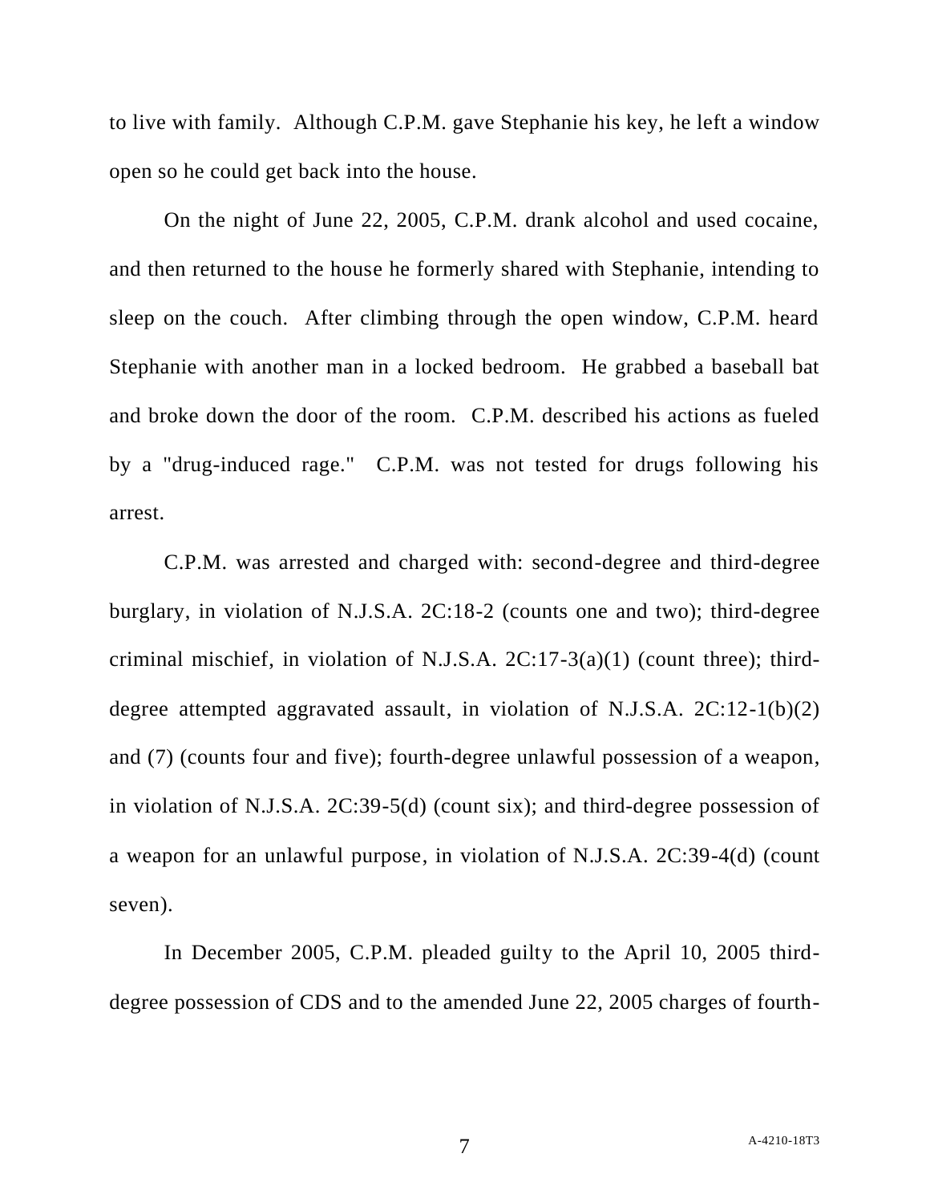to live with family. Although C.P.M. gave Stephanie his key, he left a window open so he could get back into the house.

On the night of June 22, 2005, C.P.M. drank alcohol and used cocaine, and then returned to the house he formerly shared with Stephanie, intending to sleep on the couch. After climbing through the open window, C.P.M. heard Stephanie with another man in a locked bedroom. He grabbed a baseball bat and broke down the door of the room. C.P.M. described his actions as fueled by a "drug-induced rage." C.P.M. was not tested for drugs following his arrest.

C.P.M. was arrested and charged with: second-degree and third-degree burglary, in violation of N.J.S.A. 2C:18-2 (counts one and two); third-degree criminal mischief, in violation of N.J.S.A. 2C:17-3(a)(1) (count three); third-degree attempted aggravated assault, in violation of N.J.S.A. 2C:12-1(b)(2) and (7) (counts four and five); fourth-degree unlawful possession of a weapon, in violation of N.J.S.A. 2C:39-5(d) (count six); and third-degree possession of a weapon for an unlawful purpose, in violation of N.J.S.A. 2C:39-4(d) (count seven).

In December 2005, C.P.M. pleaded guilty to the April 10, 2005 third-degree possession of CDS and to the amended June 22, 2005 charges of fourth-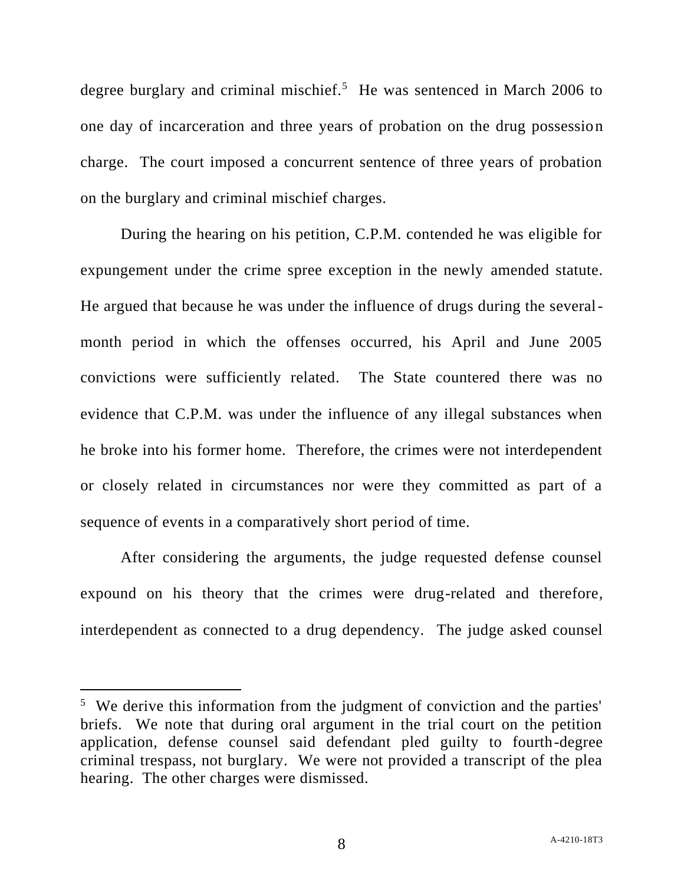degree burglary and criminal mischief.[5] He was sentenced in March 2006 to one day of incarceration and three years of probation on the drug possession charge. The court imposed a concurrent sentence of three years of probation on the burglary and criminal mischief charges.

During the hearing on his petition, C.P.M. contended he was eligible for expungement under the crime spree exception in the newly amended statute. He argued that because he was under the influence of drugs during the several-month period in which the offenses occurred, his April and June 2005 convictions were sufficiently related. The State countered there was no evidence that C.P.M. was under the influence of any illegal substances when he broke into his former home. Therefore, the crimes were not interdependent or closely related in circumstances nor were they committed as part of a sequence of events in a comparatively short period of time.

After considering the arguments, the judge requested defense counsel expound on his theory that the crimes were drug-related and therefore, interdependent as connected to a drug dependency. The judge asked counsel

---

[5] We derive this information from the judgment of conviction and the parties' briefs. We note that during oral argument in the trial court on the petition application, defense counsel said defendant pled guilty to fourth-degree criminal trespass, not burglary. We were not provided a transcript of the plea hearing. The other charges were dismissed.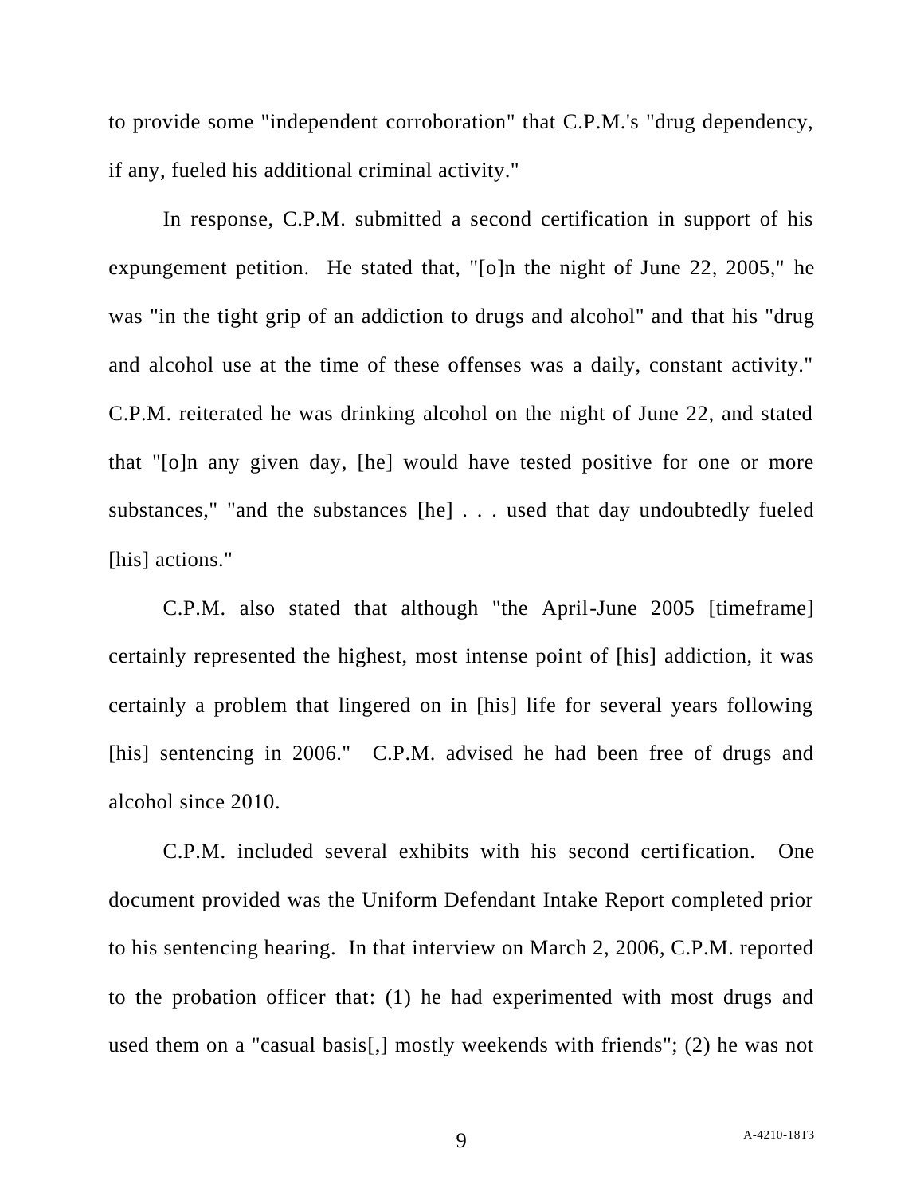to provide some "independent corroboration" that C.P.M.'s "drug dependency, if any, fueled his additional criminal activity."

In response, C.P.M. submitted a second certification in support of his expungement petition. He stated that, "[o]n the night of June 22, 2005," he was "in the tight grip of an addiction to drugs and alcohol" and that his "drug and alcohol use at the time of these offenses was a daily, constant activity." C.P.M. reiterated he was drinking alcohol on the night of June 22, and stated that "[o]n any given day, [he] would have tested positive for one or more substances," "and the substances [he] . . . used that day undoubtedly fueled [his] actions."

C.P.M. also stated that although "the April-June 2005 [timeframe] certainly represented the highest, most intense point of [his] addiction, it was certainly a problem that lingered on in [his] life for several years following [his] sentencing in 2006." C.P.M. advised he had been free of drugs and alcohol since 2010.

C.P.M. included several exhibits with his second certification. One document provided was the Uniform Defendant Intake Report completed prior to his sentencing hearing. In that interview on March 2, 2006, C.P.M. reported to the probation officer that: (1) he had experimented with most drugs and used them on a "casual basis[,] mostly weekends with friends"; (2) he was not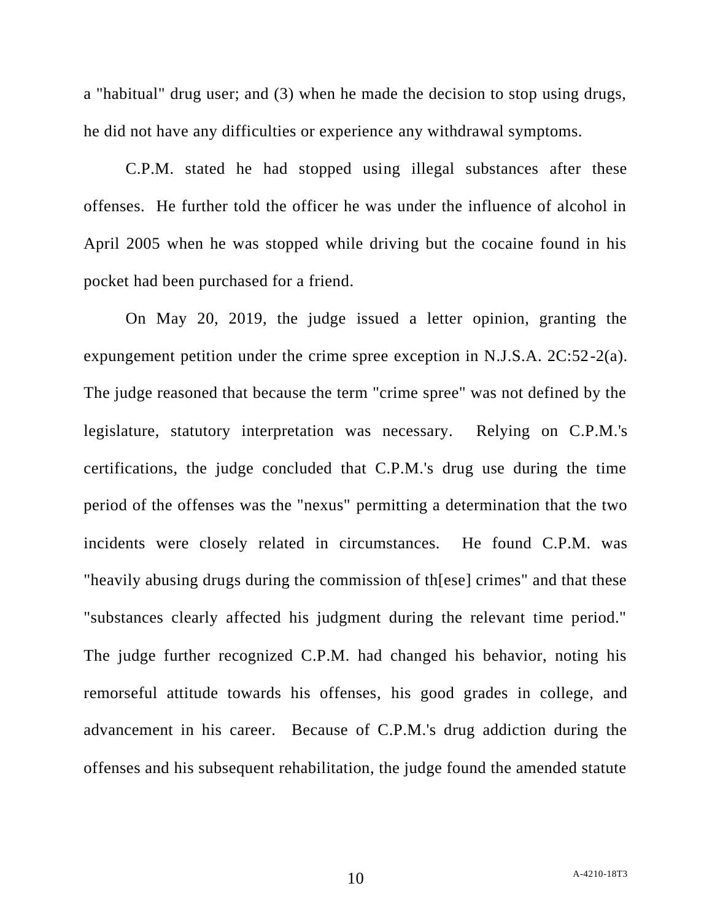a "habitual" drug user; and (3) when he made the decision to stop using drugs, he did not have any difficulties or experience any withdrawal symptoms.

C.P.M. stated he had stopped using illegal substances after these offenses. He further told the officer he was under the influence of alcohol in April 2005 when he was stopped while driving but the cocaine found in his pocket had been purchased for a friend.

On May 20, 2019, the judge issued a letter opinion, granting the expungement petition under the crime spree exception in N.J.S.A. 2C:52-2(a). The judge reasoned that because the term "crime spree" was not defined by the legislature, statutory interpretation was necessary. Relying on C.P.M.'s certifications, the judge concluded that C.P.M.'s drug use during the time period of the offenses was the "nexus" permitting a determination that the two incidents were closely related in circumstances. He found C.P.M. was "heavily abusing drugs during the commission of th[ese] crimes" and that these "substances clearly affected his judgment during the relevant time period." The judge further recognized C.P.M. had changed his behavior, noting his remorseful attitude towards his offenses, his good grades in college, and advancement in his career. Because of C.P.M.'s drug addiction during the offenses and his subsequent rehabilitation, the judge found the amended statute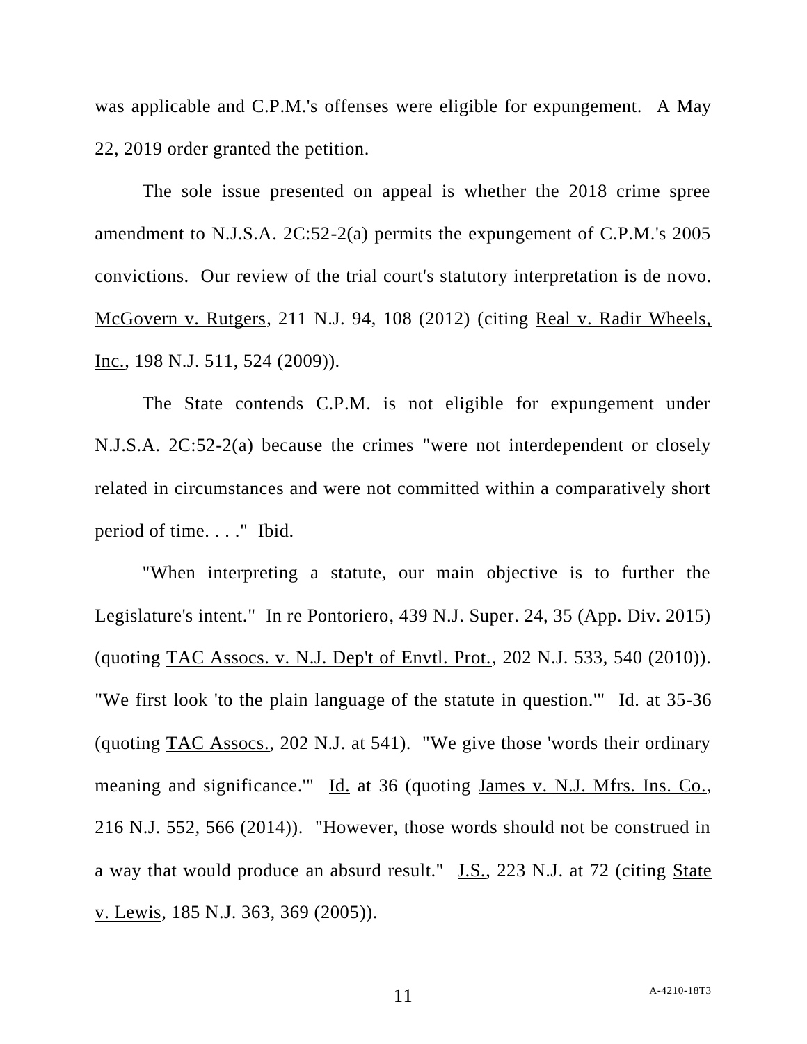was applicable and C.P.M.'s offenses were eligible for expungement. A May 22, 2019 order granted the petition.

The sole issue presented on appeal is whether the 2018 crime spree amendment to N.J.S.A. 2C:52-2(a) permits the expungement of C.P.M.'s 2005 convictions. Our review of the trial court's statutory interpretation is de novo. McGovern v. Rutgers, 211 N.J. 94, 108 (2012) (citing Real v. Radir Wheels, Inc., 198 N.J. 511, 524 (2009)).

The State contends C.P.M. is not eligible for expungement under N.J.S.A. 2C:52-2(a) because the crimes "were not interdependent or closely related in circumstances and were not committed within a comparatively short period of time. . . ." Ibid.

"When interpreting a statute, our main objective is to further the Legislature's intent." In re Pontoriero, 439 N.J. Super. 24, 35 (App. Div. 2015) (quoting TAC Assocs. v. N.J. Dep't of Envtl. Prot., 202 N.J. 533, 540 (2010)). "We first look 'to the plain language of the statute in question.'" Id. at 35-36 (quoting TAC Assocs., 202 N.J. at 541). "We give those 'words their ordinary meaning and significance.'" Id. at 36 (quoting James v. N.J. Mfrs. Ins. Co., 216 N.J. 552, 566 (2014)). "However, those words should not be construed in a way that would produce an absurd result." J.S., 223 N.J. at 72 (citing State v. Lewis, 185 N.J. 363, 369 (2005)).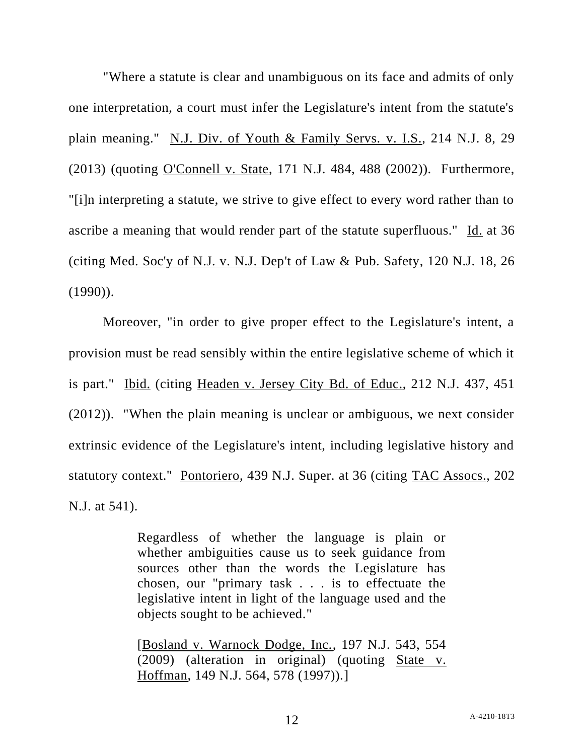"Where a statute is clear and unambiguous on its face and admits of only one interpretation, a court must infer the Legislature's intent from the statute's plain meaning." N.J. Div. of Youth & Family Servs. v. I.S., 214 N.J. 8, 29 (2013) (quoting O'Connell v. State, 171 N.J. 484, 488 (2002)). Furthermore, "[i]n interpreting a statute, we strive to give effect to every word rather than to ascribe a meaning that would render part of the statute superfluous." Id. at 36 (citing Med. Soc'y of N.J. v. N.J. Dep't of Law & Pub. Safety, 120 N.J. 18, 26 (1990)).

Moreover, "in order to give proper effect to the Legislature's intent, a provision must be read sensibly within the entire legislative scheme of which it is part." Ibid. (citing Headen v. Jersey City Bd. of Educ., 212 N.J. 437, 451 (2012)). "When the plain meaning is unclear or ambiguous, we next consider extrinsic evidence of the Legislature's intent, including legislative history and statutory context." Pontoriero, 439 N.J. Super. at 36 (citing TAC Assocs., 202 N.J. at 541).

> Regardless of whether the language is plain or whether ambiguities cause us to seek guidance from sources other than the words the Legislature has chosen, our "primary task . . . is to effectuate the legislative intent in light of the language used and the objects sought to be achieved."
>
> [Bosland v. Warnock Dodge, Inc., 197 N.J. 543, 554 (2009) (alteration in original) (quoting State v. Hoffman, 149 N.J. 564, 578 (1997)).]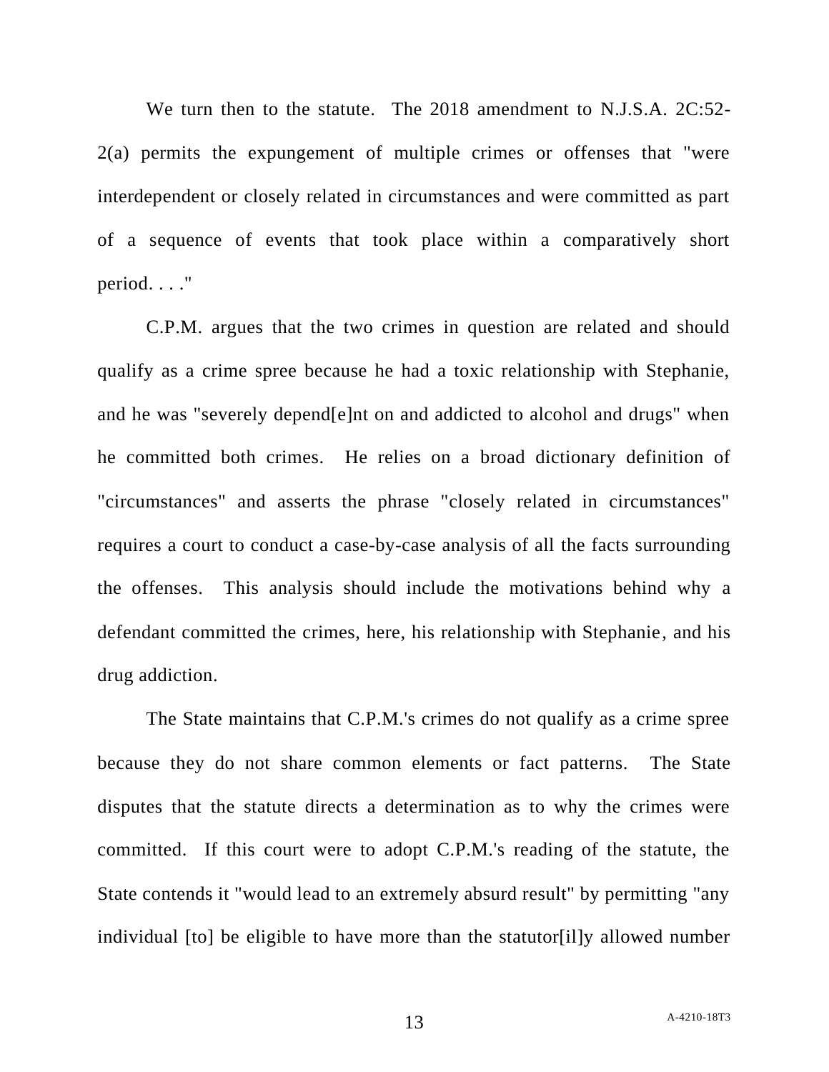We turn then to the statute. The 2018 amendment to N.J.S.A. 2C:52-2(a) permits the expungement of multiple crimes or offenses that "were interdependent or closely related in circumstances and were committed as part of a sequence of events that took place within a comparatively short period. . . ."

C.P.M. argues that the two crimes in question are related and should qualify as a crime spree because he had a toxic relationship with Stephanie, and he was "severely depend[e]nt on and addicted to alcohol and drugs" when he committed both crimes. He relies on a broad dictionary definition of "circumstances" and asserts the phrase "closely related in circumstances" requires a court to conduct a case-by-case analysis of all the facts surrounding the offenses. This analysis should include the motivations behind why a defendant committed the crimes, here, his relationship with Stephanie, and his drug addiction.

The State maintains that C.P.M.'s crimes do not qualify as a crime spree because they do not share common elements or fact patterns. The State disputes that the statute directs a determination as to why the crimes were committed. If this court were to adopt C.P.M.'s reading of the statute, the State contends it "would lead to an extremely absurd result" by permitting "any individual [to] be eligible to have more than the statutor[il]y allowed number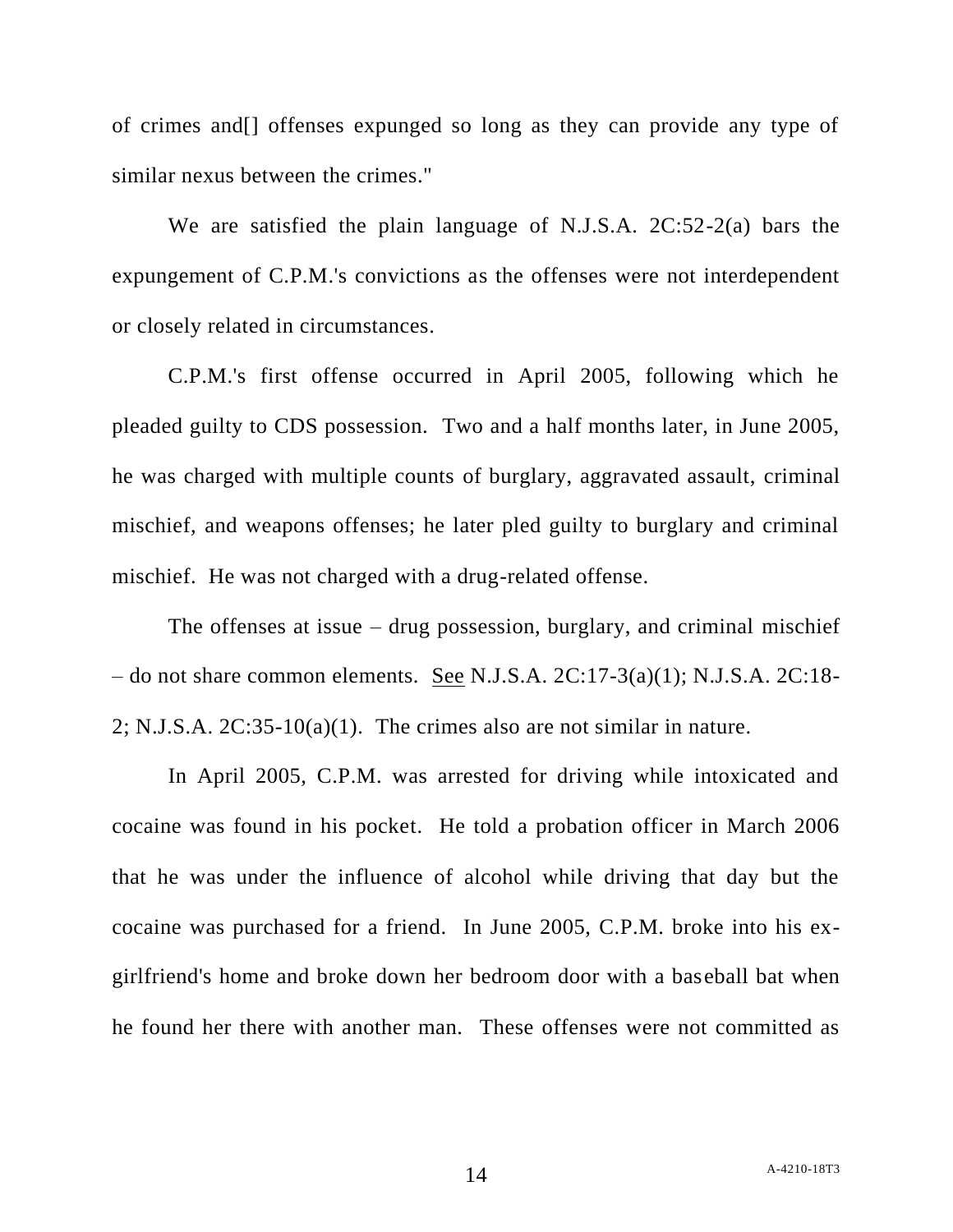of crimes and[] offenses expunged so long as they can provide any type of similar nexus between the crimes."

We are satisfied the plain language of N.J.S.A. 2C:52-2(a) bars the expungement of C.P.M.'s convictions as the offenses were not interdependent or closely related in circumstances.

C.P.M.'s first offense occurred in April 2005, following which he pleaded guilty to CDS possession. Two and a half months later, in June 2005, he was charged with multiple counts of burglary, aggravated assault, criminal mischief, and weapons offenses; he later pled guilty to burglary and criminal mischief. He was not charged with a drug-related offense.

The offenses at issue – drug possession, burglary, and criminal mischief – do not share common elements. <u>See</u> N.J.S.A. 2C:17-3(a)(1); N.J.S.A. 2C:18-2; N.J.S.A. 2C:35-10(a)(1). The crimes also are not similar in nature.

In April 2005, C.P.M. was arrested for driving while intoxicated and cocaine was found in his pocket. He told a probation officer in March 2006 that he was under the influence of alcohol while driving that day but the cocaine was purchased for a friend. In June 2005, C.P.M. broke into his ex-girlfriend's home and broke down her bedroom door with a baseball bat when he found her there with another man. These offenses were not committed as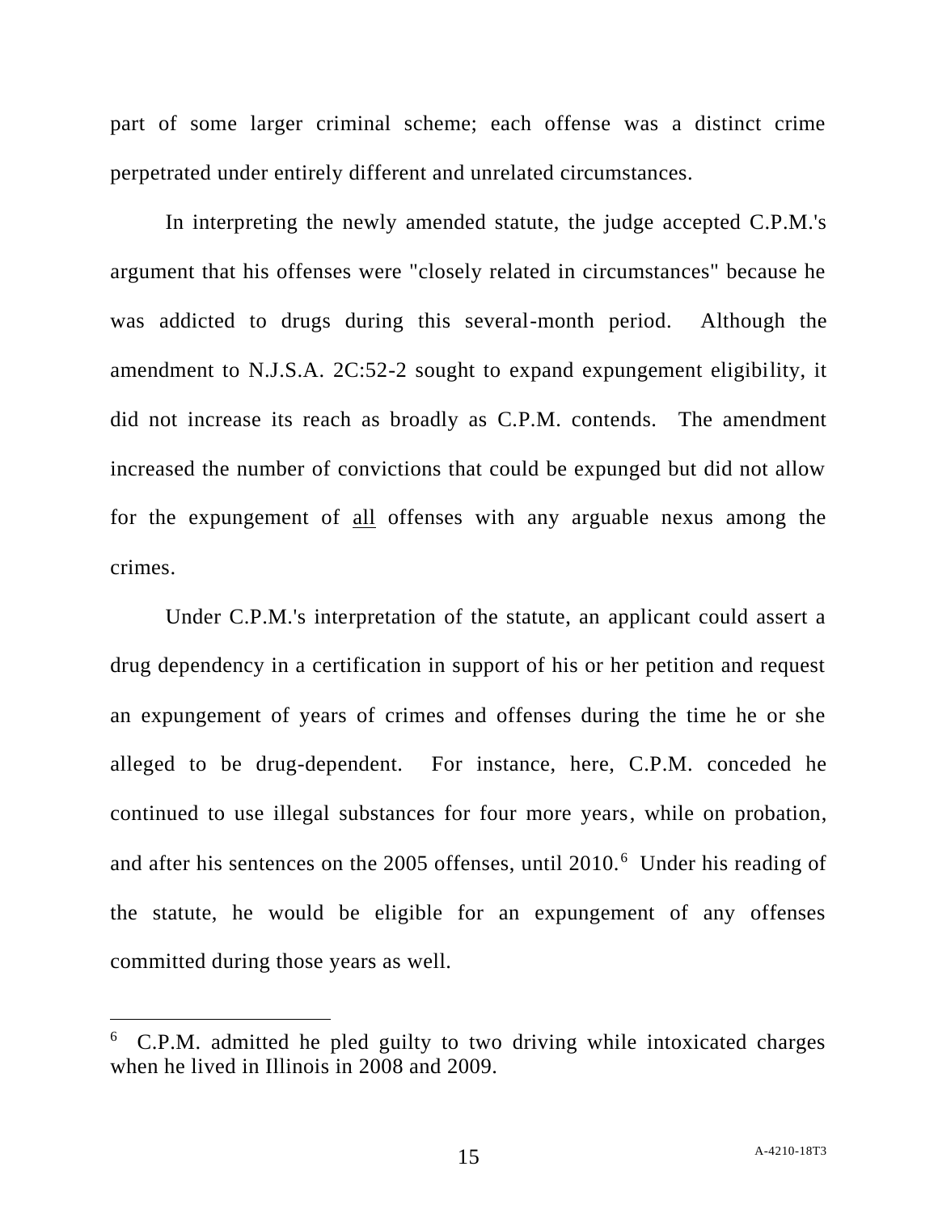part of some larger criminal scheme; each offense was a distinct crime perpetrated under entirely different and unrelated circumstances.

In interpreting the newly amended statute, the judge accepted C.P.M.'s argument that his offenses were "closely related in circumstances" because he was addicted to drugs during this several-month period. Although the amendment to N.J.S.A. 2C:52-2 sought to expand expungement eligibility, it did not increase its reach as broadly as C.P.M. contends. The amendment increased the number of convictions that could be expunged but did not allow for the expungement of all offenses with any arguable nexus among the crimes.

Under C.P.M.'s interpretation of the statute, an applicant could assert a drug dependency in a certification in support of his or her petition and request an expungement of years of crimes and offenses during the time he or she alleged to be drug-dependent. For instance, here, C.P.M. conceded he continued to use illegal substances for four more years, while on probation, and after his sentences on the 2005 offenses, until 2010.[6] Under his reading of the statute, he would be eligible for an expungement of any offenses committed during those years as well.

---

[6] C.P.M. admitted he pled guilty to two driving while intoxicated charges when he lived in Illinois in 2008 and 2009.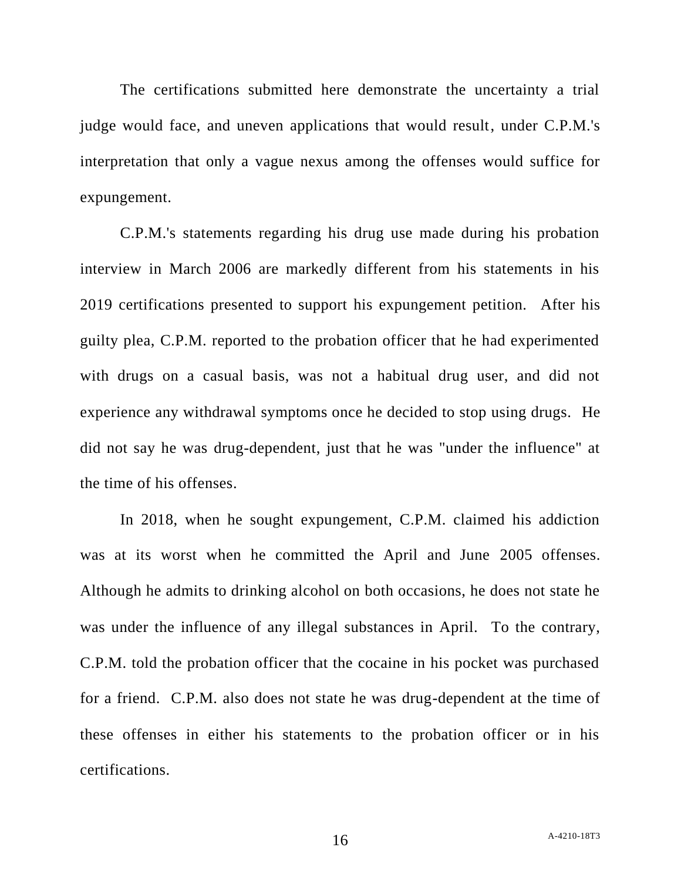The certifications submitted here demonstrate the uncertainty a trial judge would face, and uneven applications that would result, under C.P.M.'s interpretation that only a vague nexus among the offenses would suffice for expungement.

C.P.M.'s statements regarding his drug use made during his probation interview in March 2006 are markedly different from his statements in his 2019 certifications presented to support his expungement petition. After his guilty plea, C.P.M. reported to the probation officer that he had experimented with drugs on a casual basis, was not a habitual drug user, and did not experience any withdrawal symptoms once he decided to stop using drugs. He did not say he was drug-dependent, just that he was "under the influence" at the time of his offenses.

In 2018, when he sought expungement, C.P.M. claimed his addiction was at its worst when he committed the April and June 2005 offenses. Although he admits to drinking alcohol on both occasions, he does not state he was under the influence of any illegal substances in April. To the contrary, C.P.M. told the probation officer that the cocaine in his pocket was purchased for a friend. C.P.M. also does not state he was drug-dependent at the time of these offenses in either his statements to the probation officer or in his certifications.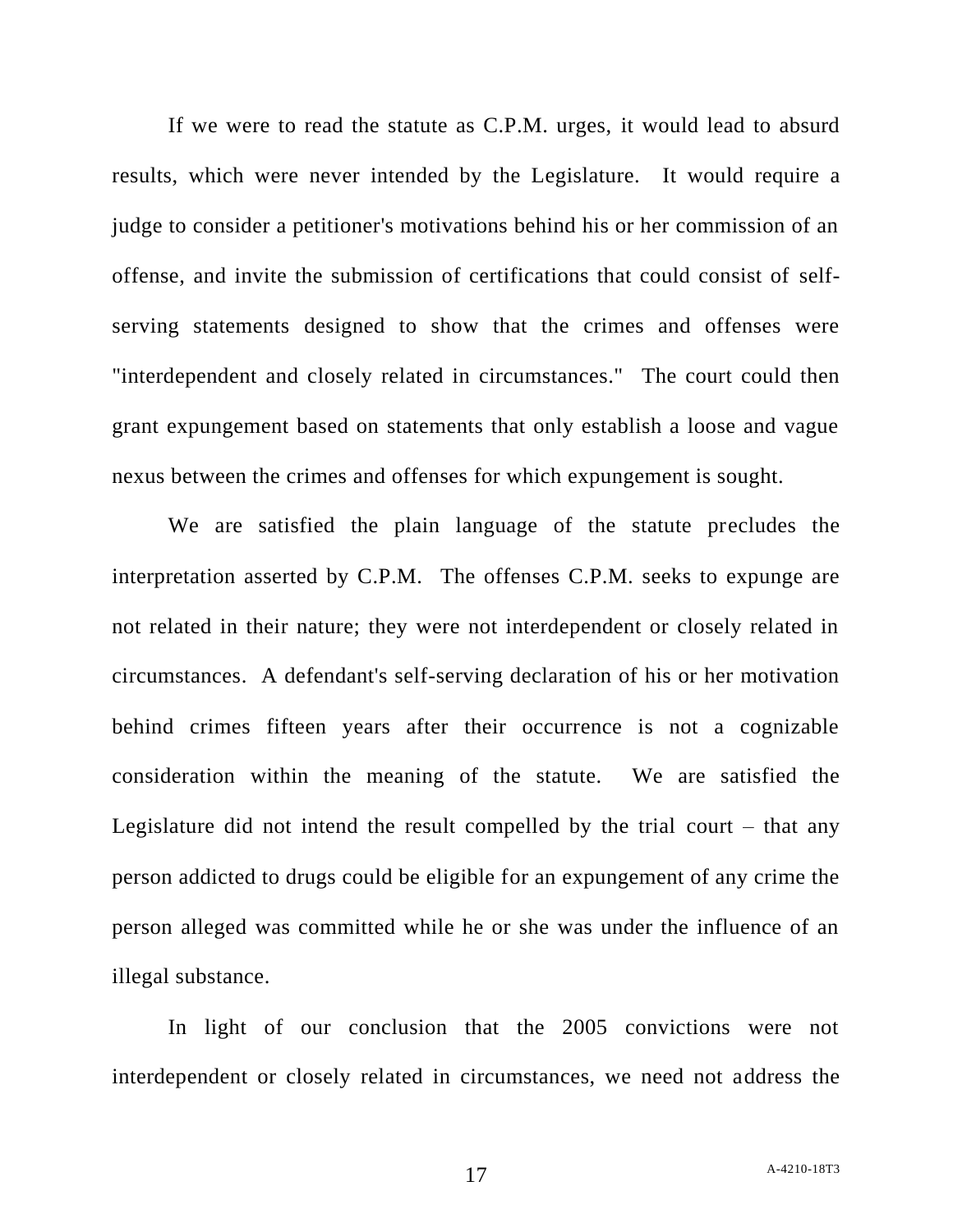If we were to read the statute as C.P.M. urges, it would lead to absurd results, which were never intended by the Legislature. It would require a judge to consider a petitioner's motivations behind his or her commission of an offense, and invite the submission of certifications that could consist of self-serving statements designed to show that the crimes and offenses were "interdependent and closely related in circumstances." The court could then grant expungement based on statements that only establish a loose and vague nexus between the crimes and offenses for which expungement is sought.

We are satisfied the plain language of the statute precludes the interpretation asserted by C.P.M. The offenses C.P.M. seeks to expunge are not related in their nature; they were not interdependent or closely related in circumstances. A defendant's self-serving declaration of his or her motivation behind crimes fifteen years after their occurrence is not a cognizable consideration within the meaning of the statute. We are satisfied the Legislature did not intend the result compelled by the trial court – that any person addicted to drugs could be eligible for an expungement of any crime the person alleged was committed while he or she was under the influence of an illegal substance.

In light of our conclusion that the 2005 convictions were not interdependent or closely related in circumstances, we need not address the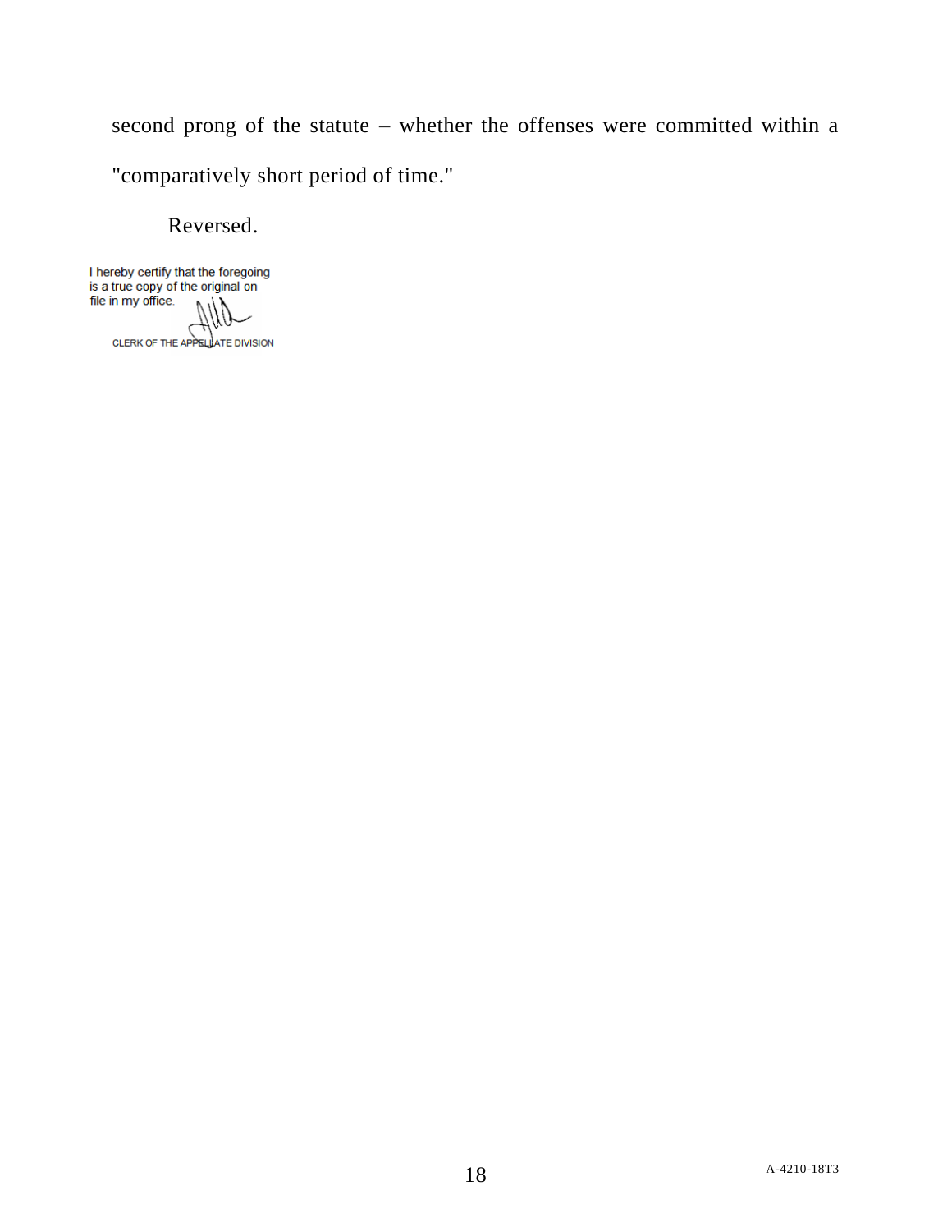second prong of the statute – whether the offenses were committed within a "comparatively short period of time."

Reversed.

I hereby certify that the foregoing is a true copy of the original on file in my office.

CLERK OF THE APPELLATE DIVISION